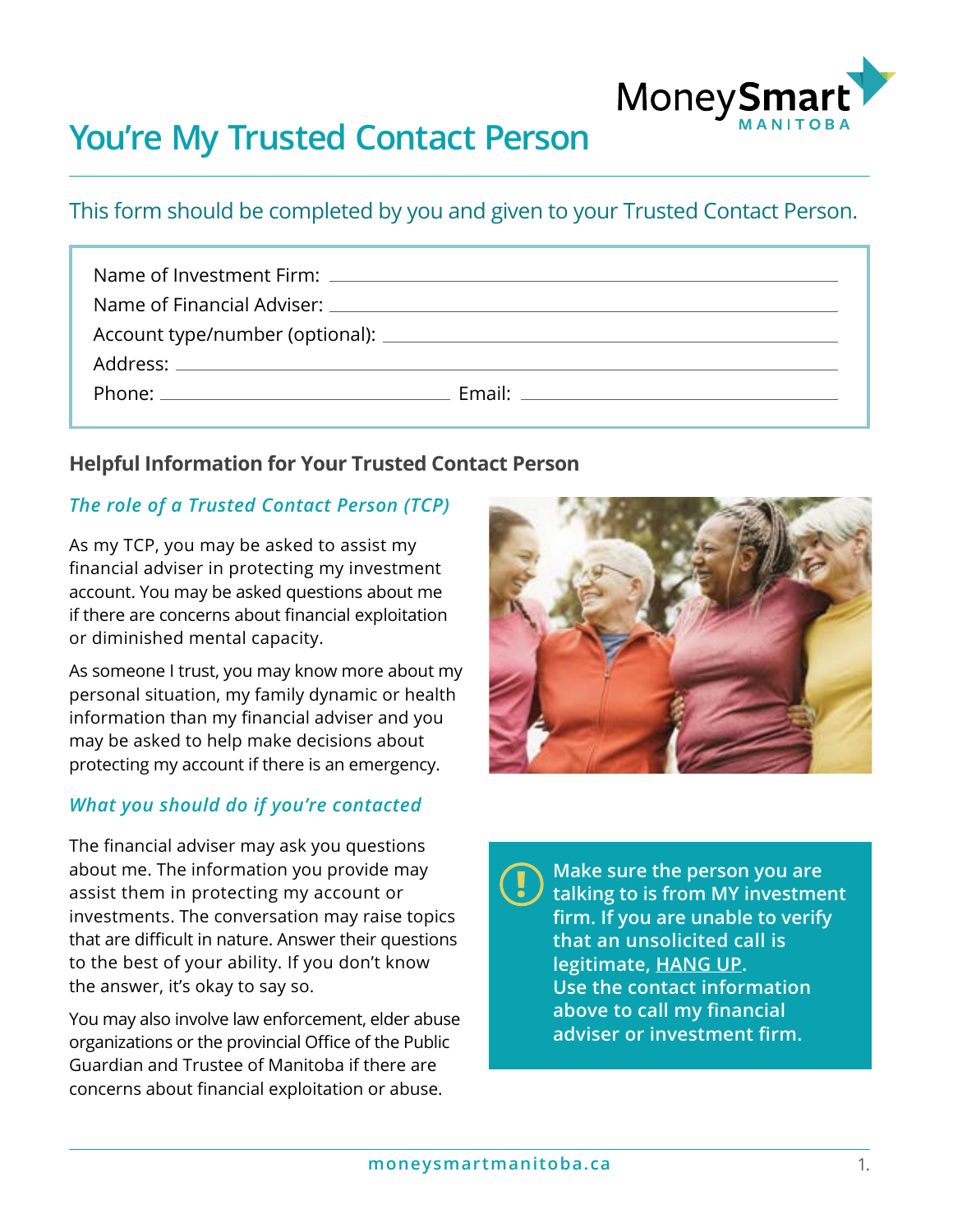# You're My Trusted Contact Person

This form should be completed by you and given to your Trusted Contact Person.

Name of Investment Firm: ______________________________

Name of Financial Adviser: ______________________________

Account type/number (optional): ______________________________

Address: ______________________________

Phone: ____________________ Email: ____________________

## Helpful Information for Your Trusted Contact Person

### *The role of a Trusted Contact Person (TCP)*

As my TCP, you may be asked to assist my financial adviser in protecting my investment account. You may be asked questions about me if there are concerns about financial exploitation or diminished mental capacity.

As someone I trust, you may know more about my personal situation, my family dynamic or health information than my financial adviser and you may be asked to help make decisions about protecting my account if there is an emergency.

### *What you should do if you're contacted*

The financial adviser may ask you questions about me. The information you provide may assist them in protecting my account or investments. The conversation may raise topics that are difficult in nature. Answer their questions to the best of your ability. If you don't know the answer, it's okay to say so.

You may also involve law enforcement, elder abuse organizations or the provincial Office of the Public Guardian and Trustee of Manitoba if there are concerns about financial exploitation or abuse.

**Make sure the person you are talking to is from MY investment firm. If you are unable to verify that an unsolicited call is legitimate, HANG UP. Use the contact information above to call my financial adviser or investment firm.**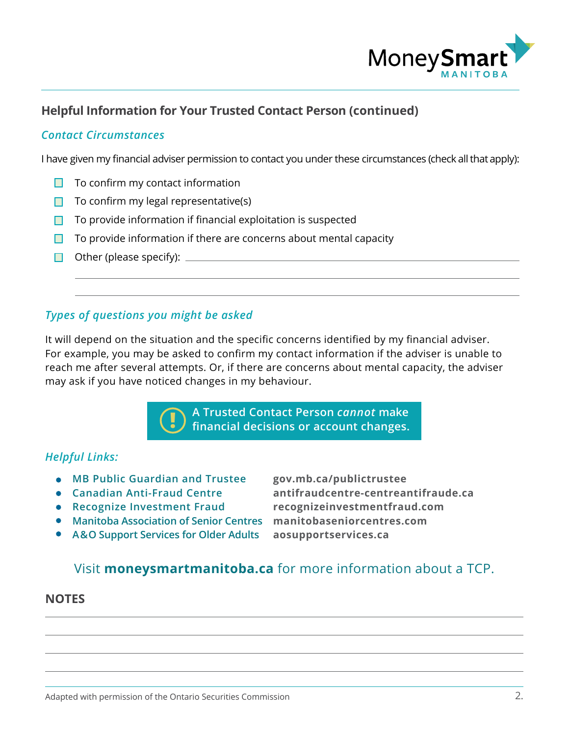## Helpful Information for Your Trusted Contact Person (continued)

### *Contact Circumstances*

I have given my financial adviser permission to contact you under these circumstances (check all that apply):

- ☐ To confirm my contact information
- ☐ To confirm my legal representative(s)
- ☐ To provide information if financial exploitation is suspected
- ☐ To provide information if there are concerns about mental capacity
- ☐ Other (please specify): ______________________________

______________________________

______________________________

### *Types of questions you might be asked*

It will depend on the situation and the specific concerns identified by my financial adviser. For example, you may be asked to confirm my contact information if the adviser is unable to reach me after several attempts. Or, if there are concerns about mental capacity, the adviser may ask if you have noticed changes in my behaviour.

**A Trusted Contact Person *cannot* make financial decisions or account changes.**

### *Helpful Links:*

| | |
|---|---|
| MB Public Guardian and Trustee | **gov.mb.ca/publictrustee** |
| Canadian Anti-Fraud Centre | **antifraudcentre-centreantifraude.ca** |
| Recognize Investment Fraud | **recognizeinvestmentfraud.com** |
| Manitoba Association of Senior Centres | **manitobaseniorcentres.com** |
| A&O Support Services for Older Adults | **aosupportservices.ca** |

Visit **moneysmartmanitoba.ca** for more information about a TCP.

## NOTES

______________________________

______________________________

______________________________

______________________________

Adapted with permission of the Ontario Securities Commission